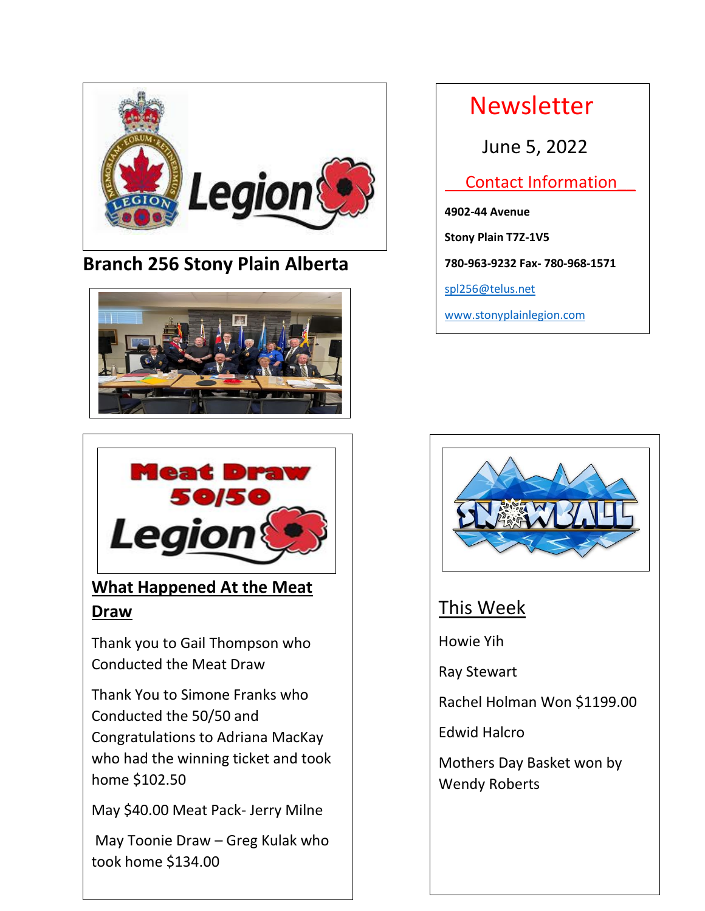# Branch 256 Stony Plain Alberta

## Newsletter

June 5, 2022

**Contact Information**

**4902-44 Avenue**

**Stony Plain T7Z-1V5**

**780-963-9232 Fax- 780-968-1571**

spl256@telus.net

www.stonyplainlegion.com

## What Happened At the Meat Draw

Thank you to Gail Thompson who Conducted the Meat Draw

Thank You to Simone Franks who Conducted the 50/50 and Congratulations to Adriana MacKay who had the winning ticket and took home $102.50

May $40.00 Meat Pack- Jerry Milne

May Toonie Draw – Greg Kulak who took home $134.00

## This Week

Howie Yih

Ray Stewart

Rachel Holman Won $1199.00

Edwid Halcro

Mothers Day Basket won by Wendy Roberts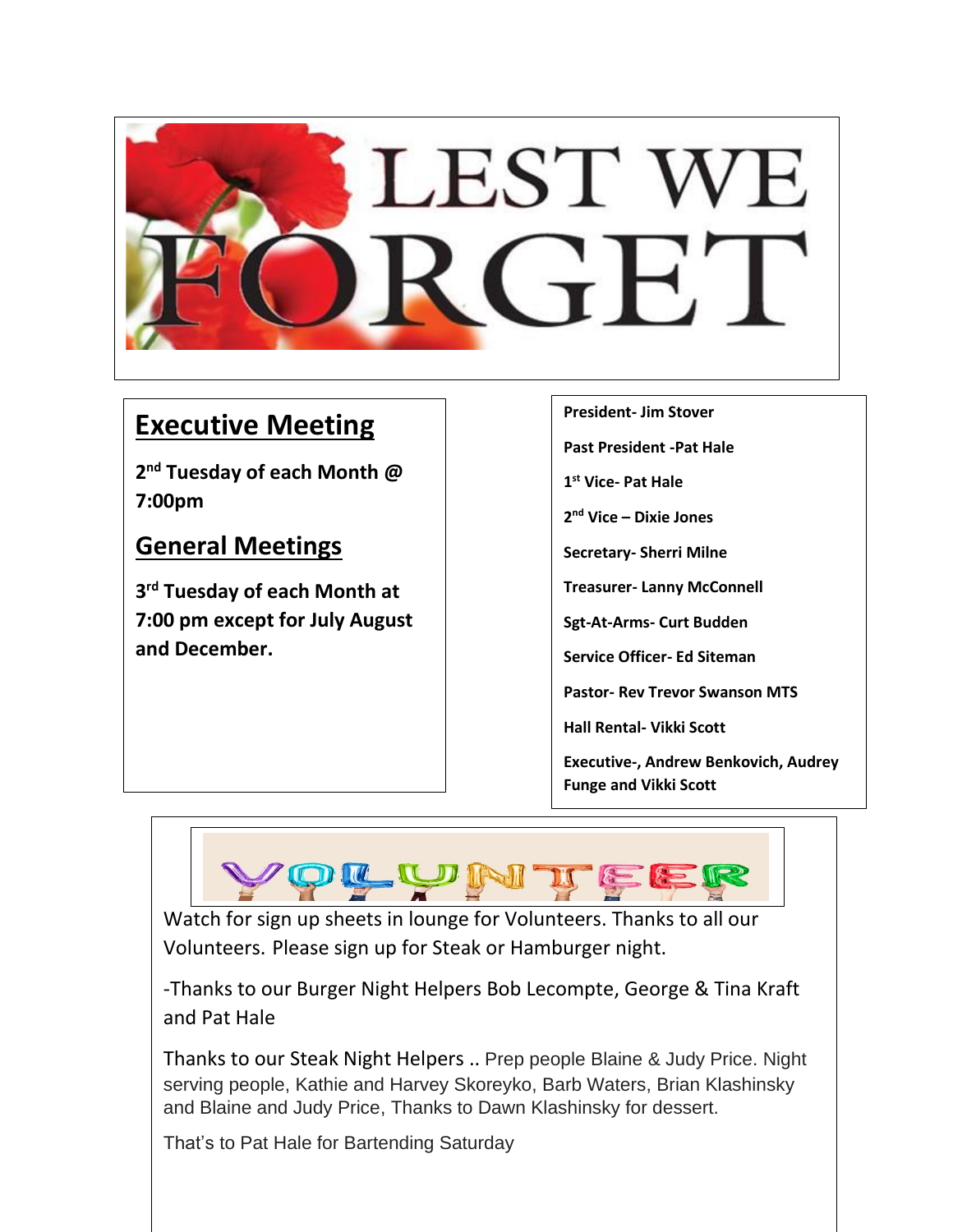# LEST WE FORGET

## Executive Meeting

**2nd Tuesday of each Month @ 7:00pm**

## General Meetings

**3rd Tuesday of each Month at 7:00 pm except for July August and December.**

**President- Jim Stover**

**Past President -Pat Hale**

**1st Vice- Pat Hale**

**2nd Vice – Dixie Jones**

**Secretary- Sherri Milne**

**Treasurer- Lanny McConnell**

**Sgt-At-Arms- Curt Budden**

**Service Officer- Ed Siteman**

**Pastor- Rev Trevor Swanson MTS**

**Hall Rental- Vikki Scott**

**Executive-, Andrew Benkovich, Audrey Funge and Vikki Scott**

## VOLUNTEER

Watch for sign up sheets in lounge for Volunteers. Thanks to all our Volunteers. Please sign up for Steak or Hamburger night.

-Thanks to our Burger Night Helpers Bob Lecompte, George & Tina Kraft and Pat Hale

Thanks to our Steak Night Helpers .. Prep people Blaine & Judy Price. Night serving people, Kathie and Harvey Skoreyko, Barb Waters, Brian Klashinsky and Blaine and Judy Price, Thanks to Dawn Klashinsky for dessert.

That's to Pat Hale for Bartending Saturday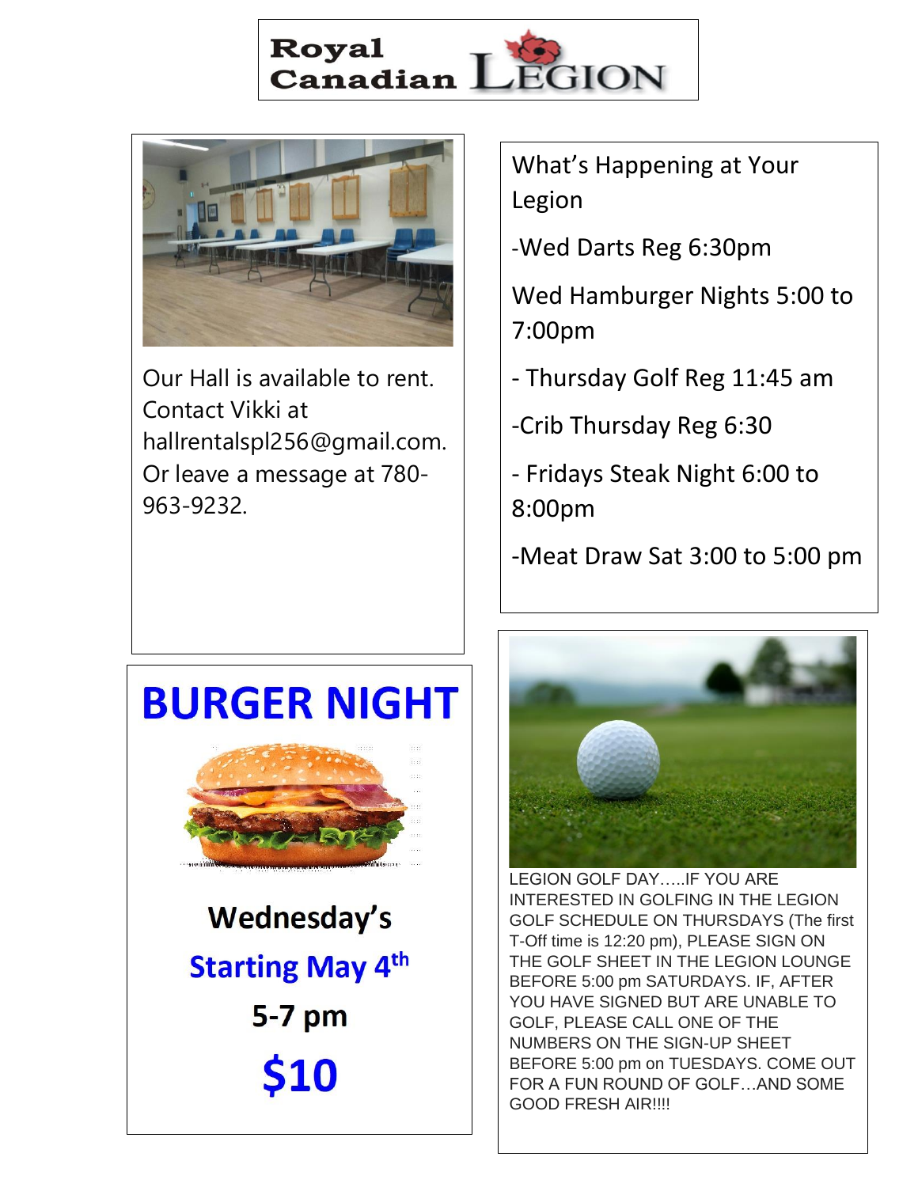# Royal Canadian Legion

Our Hall is available to rent. Contact Vikki at hallrentalspl256@gmail.com. Or leave a message at 780-963-9232.

What's Happening at Your Legion

-Wed Darts Reg 6:30pm

Wed Hamburger Nights 5:00 to 7:00pm

- Thursday Golf Reg 11:45 am

-Crib Thursday Reg 6:30

- Fridays Steak Night 6:00 to 8:00pm

-Meat Draw Sat 3:00 to 5:00 pm

## BURGER NIGHT

**Wednesday's**

**Starting May 4th**

**5-7 pm**

**$10**

LEGION GOLF DAY.....IF YOU ARE INTERESTED IN GOLFING IN THE LEGION GOLF SCHEDULE ON THURSDAYS (The first T-Off time is 12:20 pm), PLEASE SIGN ON THE GOLF SHEET IN THE LEGION LOUNGE BEFORE 5:00 pm SATURDAYS. IF, AFTER YOU HAVE SIGNED BUT ARE UNABLE TO GOLF, PLEASE CALL ONE OF THE NUMBERS ON THE SIGN-UP SHEET BEFORE 5:00 pm on TUESDAYS. COME OUT FOR A FUN ROUND OF GOLF…AND SOME GOOD FRESH AIR!!!!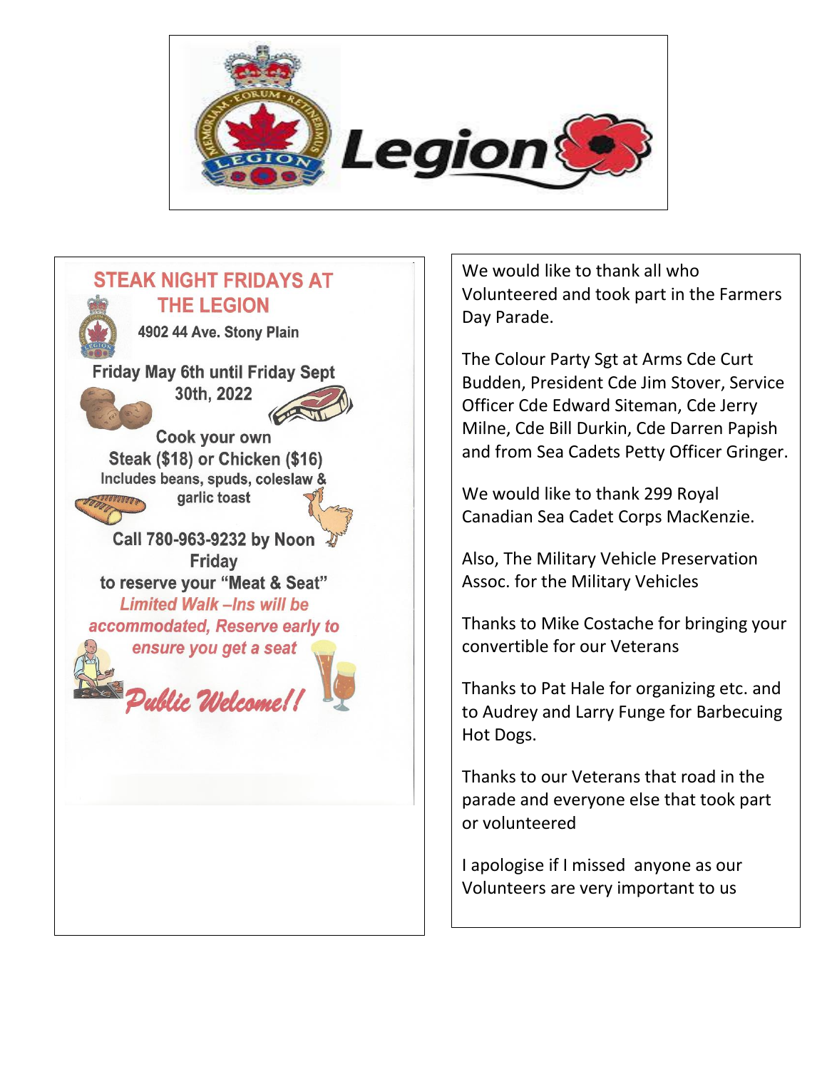Legion

## STEAK NIGHT FRIDAYS AT THE LEGION

**4902 44 Ave. Stony Plain**

**Friday May 6th until Friday Sept 30th, 2022**

**Cook your own**

**Steak ($18) or Chicken ($16)**

**Includes beans, spuds, coleslaw & garlic toast**

**Call 780-963-9232 by Noon Friday to reserve your "Meat & Seat"**

***Limited Walk –Ins will be accommodated, Reserve early to ensure you get a seat***

***Public Welcome!!***

We would like to thank all who Volunteered and took part in the Farmers Day Parade.

The Colour Party Sgt at Arms Cde Curt Budden, President Cde Jim Stover, Service Officer Cde Edward Siteman, Cde Jerry Milne, Cde Bill Durkin, Cde Darren Papish and from Sea Cadets Petty Officer Gringer.

We would like to thank 299 Royal Canadian Sea Cadet Corps MacKenzie.

Also, The Military Vehicle Preservation Assoc. for the Military Vehicles

Thanks to Mike Costache for bringing your convertible for our Veterans

Thanks to Pat Hale for organizing etc. and to Audrey and Larry Funge for Barbecuing Hot Dogs.

Thanks to our Veterans that road in the parade and everyone else that took part or volunteered

I apologise if I missed anyone as our Volunteers are very important to us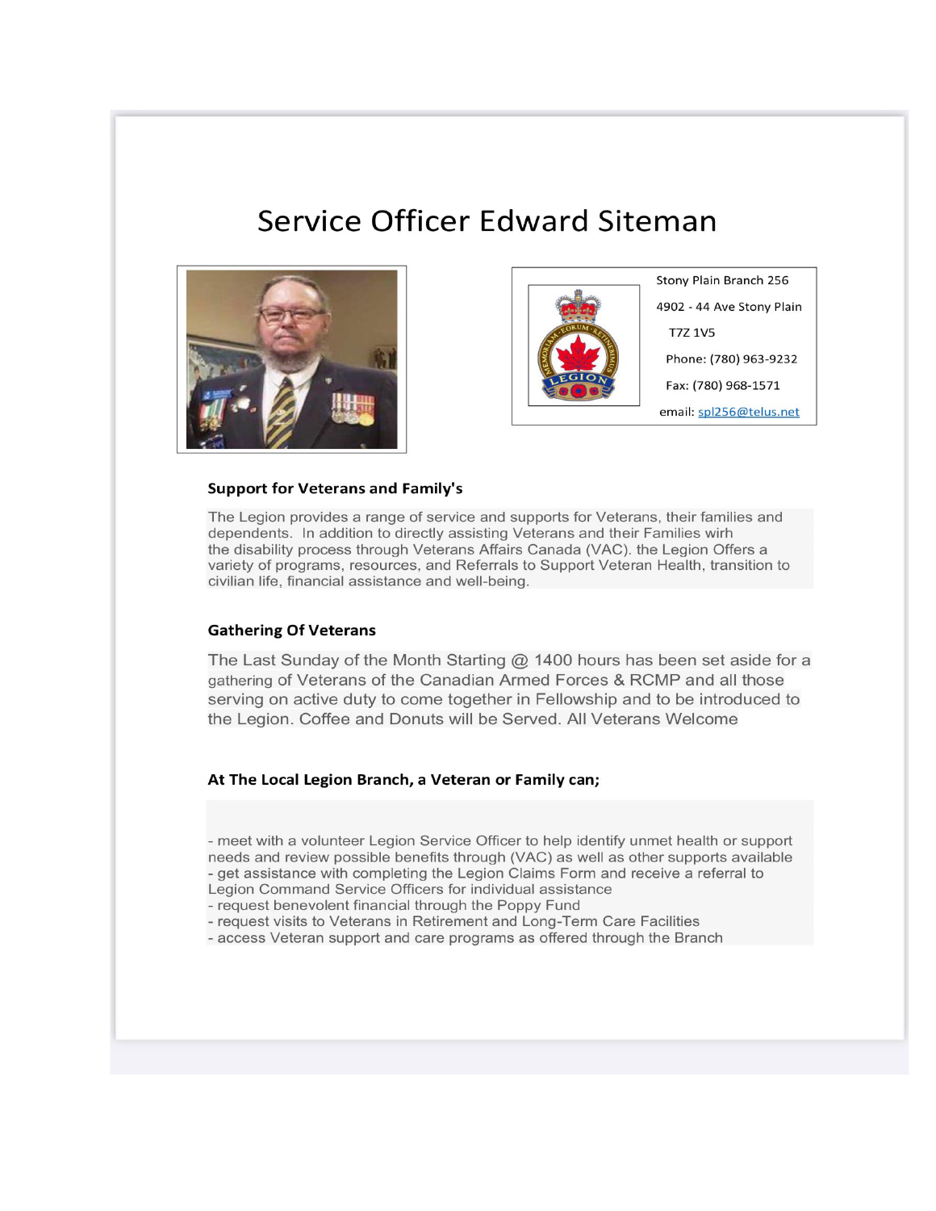# Service Officer Edward Siteman

Stony Plain Branch 256

4902 - 44 Ave Stony Plain

T7Z 1V5

Phone: (780) 963-9232

Fax: (780) 968-1571

email: spl256@telus.net

### Support for Veterans and Family's

The Legion provides a range of service and supports for Veterans, their families and dependents. In addition to directly assisting Veterans and their Families wirh the disability process through Veterans Affairs Canada (VAC). the Legion Offers a variety of programs, resources, and Referrals to Support Veteran Health, transition to civilian life, financial assistance and well-being.

### Gathering Of Veterans

The Last Sunday of the Month Starting @ 1400 hours has been set aside for a gathering of Veterans of the Canadian Armed Forces & RCMP and all those serving on active duty to come together in Fellowship and to be introduced to the Legion. Coffee and Donuts will be Served. All Veterans Welcome

### At The Local Legion Branch, a Veteran or Family can;

- meet with a volunteer Legion Service Officer to help identify unmet health or support needs and review possible benefits through (VAC) as well as other supports available
- get assistance with completing the Legion Claims Form and receive a referral to Legion Command Service Officers for individual assistance
- request benevolent financial through the Poppy Fund
- request visits to Veterans in Retirement and Long-Term Care Facilities
- access Veteran support and care programs as offered through the Branch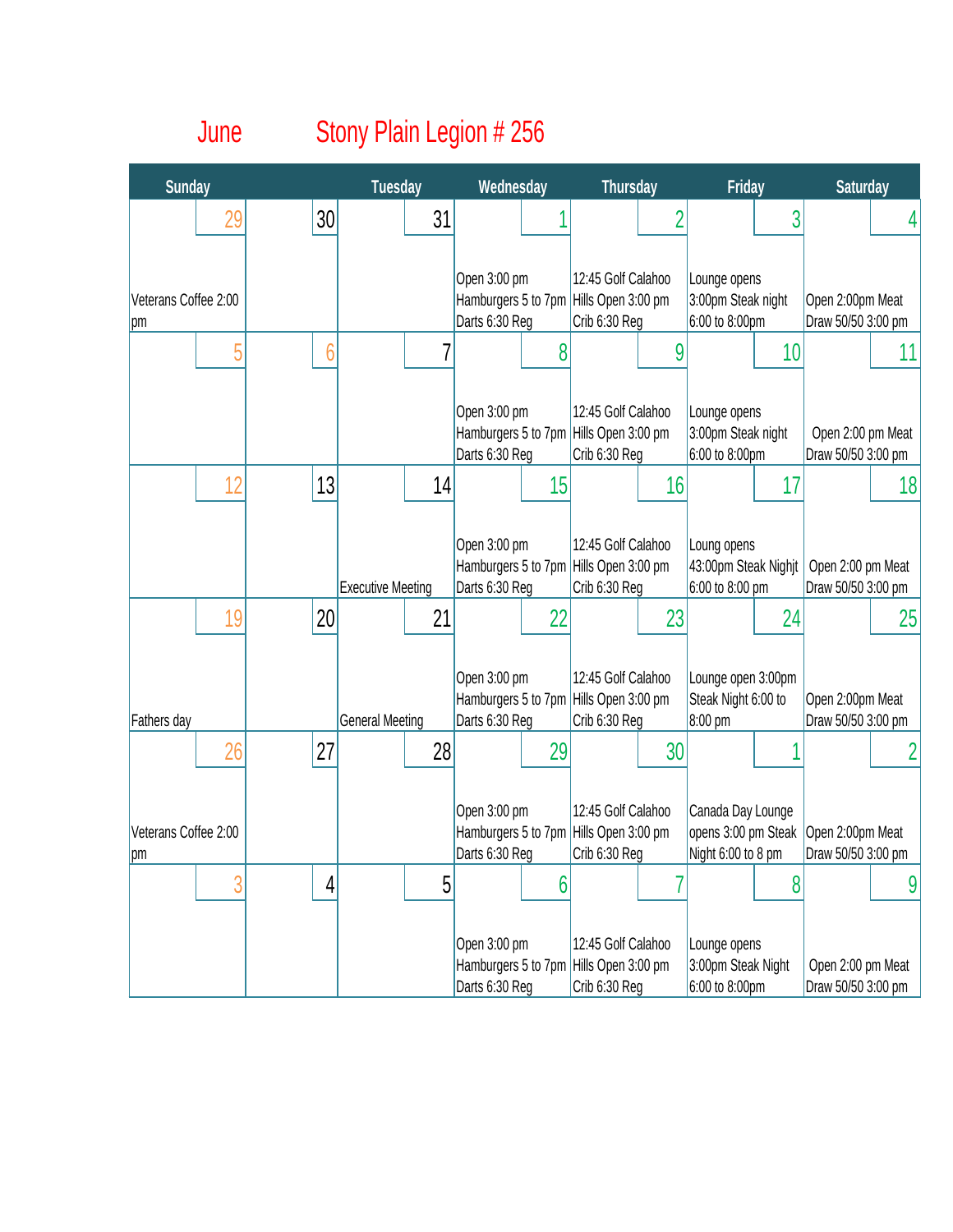# June Stony Plain Legion # 256

| Sunday | | Tuesday | Wednesday | Thursday | Friday | Saturday |
|---|---|---|---|---|---|---|
| 29<br>Veterans Coffee 2:00 pm | 30 | 31 | 1<br>Open 3:00 pm Hamburgers 5 to 7pm Darts 6:30 Reg | 2<br>12:45 Golf Calahoo Hills Open 3:00 pm Crib 6:30 Reg | 3<br>Lounge opens 3:00pm Steak night 6:00 to 8:00pm | 4<br>Open 2:00pm Meat Draw 50/50 3:00 pm |
| 5 | 6 | 7 | 8<br>Open 3:00 pm Hamburgers 5 to 7pm Darts 6:30 Reg | 9<br>12:45 Golf Calahoo Hills Open 3:00 pm Crib 6:30 Reg | 10<br>Lounge opens 3:00pm Steak night 6:00 to 8:00pm | 11<br>Open 2:00 pm Meat Draw 50/50 3:00 pm |
| 12 | 13 | 14<br>Executive Meeting | 15<br>Open 3:00 pm Hamburgers 5 to 7pm Darts 6:30 Reg | 16<br>12:45 Golf Calahoo Hills Open 3:00 pm Crib 6:30 Reg | 17<br>Loung opens 43:00pm Steak Nighjt 6:00 to 8:00 pm | 18<br>Open 2:00 pm Meat Draw 50/50 3:00 pm |
| 19<br>Fathers day | 20 | 21<br>General Meeting | 22<br>Open 3:00 pm Hamburgers 5 to 7pm Darts 6:30 Reg | 23<br>12:45 Golf Calahoo Hills Open 3:00 pm Crib 6:30 Reg | 24<br>Lounge open 3:00pm Steak Night 6:00 to 8:00 pm | 25<br>Open 2:00pm Meat Draw 50/50 3:00 pm |
| 26<br>Veterans Coffee 2:00 pm | 27 | 28 | 29<br>Open 3:00 pm Hamburgers 5 to 7pm Darts 6:30 Reg | 30<br>12:45 Golf Calahoo Hills Open 3:00 pm Crib 6:30 Reg | 1<br>Canada Day Lounge opens 3:00 pm Steak Night 6:00 to 8 pm | 2<br>Open 2:00pm Meat Draw 50/50 3:00 pm |
| 3 | 4 | 5 | 6<br>Open 3:00 pm Hamburgers 5 to 7pm Darts 6:30 Reg | 7<br>12:45 Golf Calahoo Hills Open 3:00 pm Crib 6:30 Reg | 8<br>Lounge opens 3:00pm Steak Night 6:00 to 8:00pm | 9<br>Open 2:00 pm Meat Draw 50/50 3:00 pm |